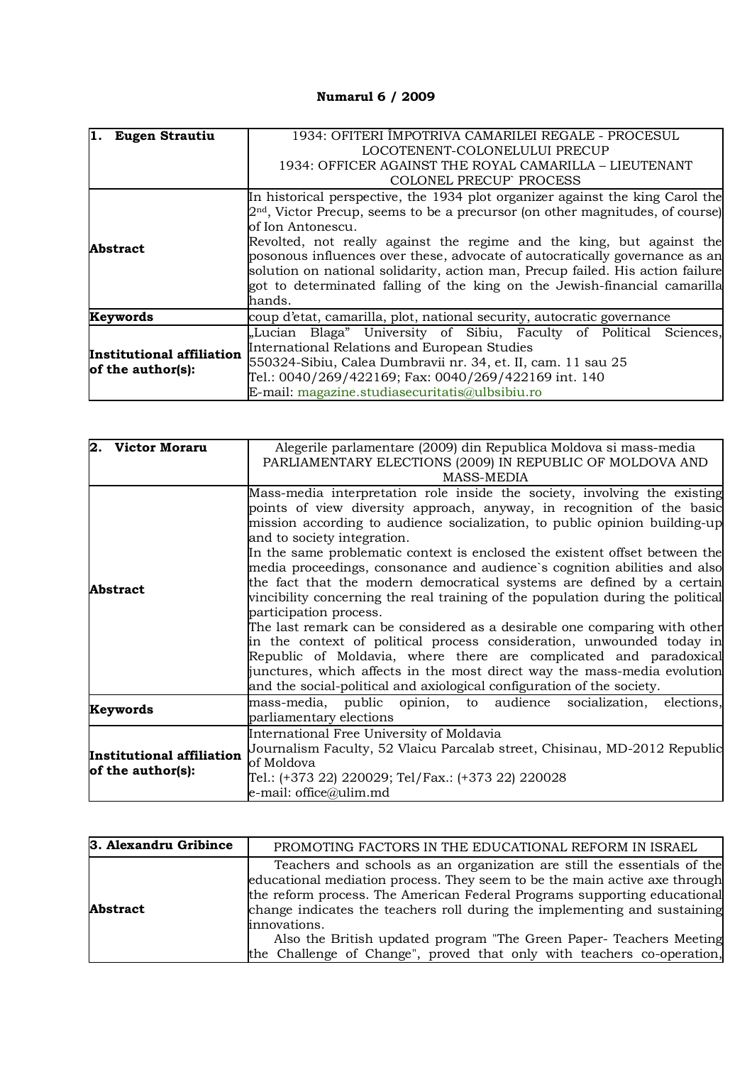**Numarul 6 / 2009**

| **1. Eugen Strautiu** | 1934: OFITERI ÎMPOTRIVA CAMARILEI REGALE - PROCESUL LOCOTENENT-COLONELULUI PRECUP<br>1934: OFFICER AGAINST THE ROYAL CAMARILLA – LIEUTENANT COLONEL PRECUP` PROCESS |
|---|---|
| **Abstract** | In historical perspective, the 1934 plot organizer against the king Carol the 2nd, Victor Precup, seems to be a precursor (on other magnitudes, of course) of Ion Antonescu.<br>Revolted, not really against the regime and the king, but against the posonous influences over these, advocate of autocratically governance as an solution on national solidarity, action man, Precup failed. His action failure got to determinated falling of the king on the Jewish-financial camarilla hands. |
| **Keywords** | coup d'etat, camarilla, plot, national security, autocratic governance |
| **Institutional affiliation of the author(s):** | „Lucian Blaga" University of Sibiu, Faculty of Political Sciences, International Relations and European Studies<br>550324-Sibiu, Calea Dumbravii nr. 34, et. II, cam. 11 sau 25<br>Tel.: 0040/269/422169; Fax: 0040/269/422169 int. 140<br>E-mail: magazine.studiasecuritatis@ulbsibiu.ro |

| **2. Victor Moraru** | Alegerile parlamentare (2009) din Republica Moldova si mass-media<br>PARLIAMENTARY ELECTIONS (2009) IN REPUBLIC OF MOLDOVA AND MASS-MEDIA |
|---|---|
| **Abstract** | Mass-media interpretation role inside the society, involving the existing points of view diversity approach, anyway, in recognition of the basic mission according to audience socialization, to public opinion building-up and to society integration.<br>In the same problematic context is enclosed the existent offset between the media proceedings, consonance and audience`s cognition abilities and also the fact that the modern democratical systems are defined by a certain vincibility concerning the real training of the population during the political participation process.<br>The last remark can be considered as a desirable one comparing with other in the context of political process consideration, unwounded today in Republic of Moldavia, where there are complicated and paradoxical junctures, which affects in the most direct way the mass-media evolution and the social-political and axiological configuration of the society. |
| **Keywords** | mass-media, public opinion, to audience socialization, elections, parliamentary elections |
| **Institutional affiliation of the author(s):** | International Free University of Moldavia<br>Journalism Faculty, 52 Vlaicu Parcalab street, Chisinau, MD-2012 Republic of Moldova<br>Tel.: (+373 22) 220029; Tel/Fax.: (+373 22) 220028<br>e-mail: office@ulim.md |

| **3. Alexandru Gribince** | PROMOTING FACTORS IN THE EDUCATIONAL REFORM IN ISRAEL |
|---|---|
| **Abstract** | Teachers and schools as an organization are still the essentials of the educational mediation process. They seem to be the main active axe through the reform process. The American Federal Programs supporting educational change indicates the teachers roll during the implementing and sustaining innovations.<br>Also the British updated program "The Green Paper- Teachers Meeting the Challenge of Change", proved that only with teachers co-operation, |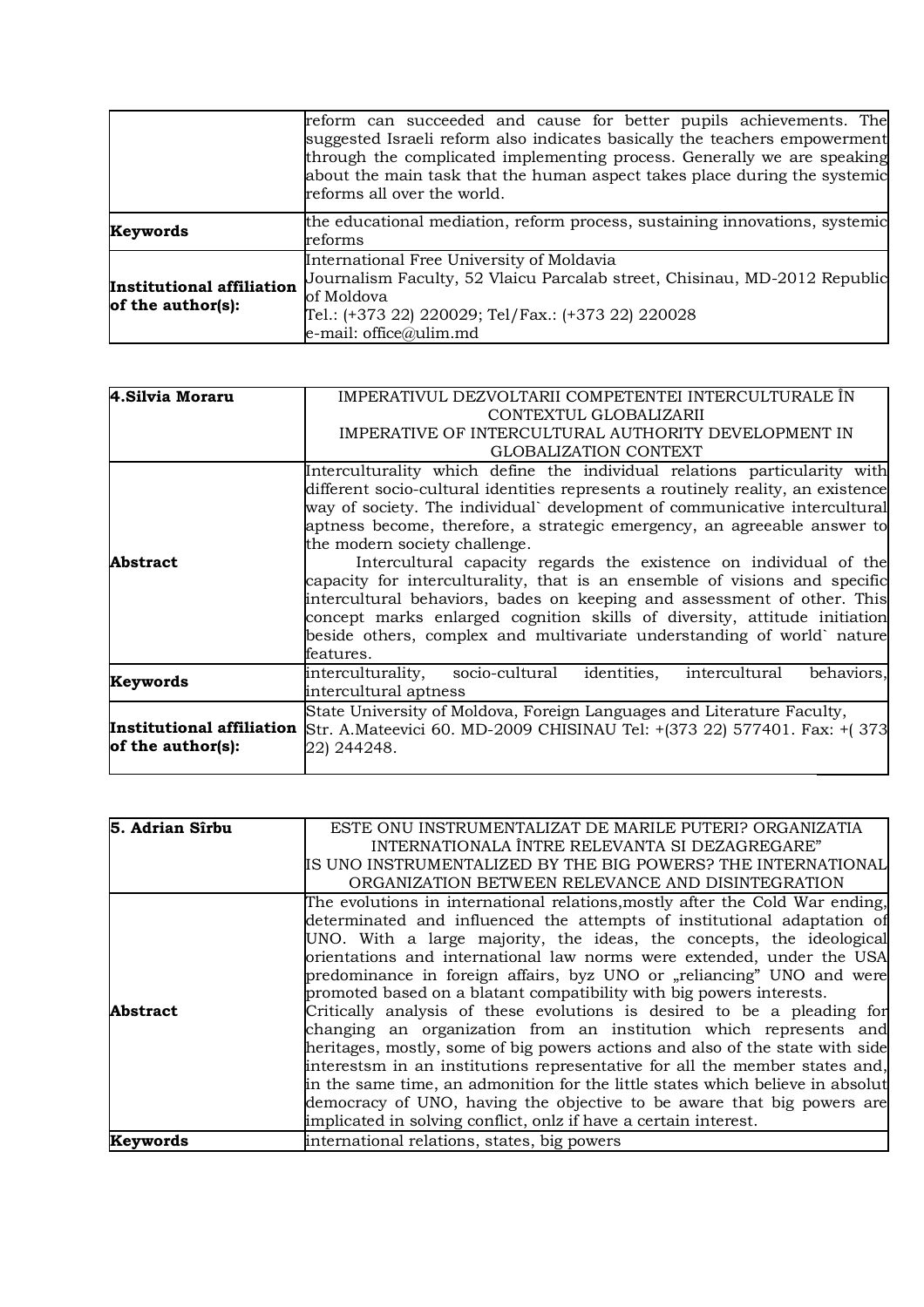|  |  |
|---|---|
|  | reform can succeeded and cause for better pupils achievements. The suggested Israeli reform also indicates basically the teachers empowerment through the complicated implementing process. Generally we are speaking about the main task that the human aspect takes place during the systemic reforms all over the world. |
| **Keywords** | the educational mediation, reform process, sustaining innovations, systemic reforms |
| **Institutional affiliation of the author(s):** | International Free University of Moldavia<br>Journalism Faculty, 52 Vlaicu Parcalab street, Chisinau, MD-2012 Republic of Moldova<br>Tel.: (+373 22) 220029; Tel/Fax.: (+373 22) 220028<br>e-mail: office@ulim.md |

| **4.Silvia Moraru** | IMPERATIVUL DEZVOLTARII COMPETENTEI INTERCULTURALE ÎN CONTEXTUL GLOBALIZARII<br>IMPERATIVE OF INTERCULTURAL AUTHORITY DEVELOPMENT IN GLOBALIZATION CONTEXT |
|---|---|
| **Abstract** | Interculturality which define the individual relations particularity with different socio-cultural identities represents a routinely reality, an existence way of society. The individual` development of communicative intercultural aptness become, therefore, a strategic emergency, an agreeable answer to the modern society challenge.<br>Intercultural capacity regards the existence on individual of the capacity for interculturality, that is an ensemble of visions and specific intercultural behaviors, bades on keeping and assessment of other. This concept marks enlarged cognition skills of diversity, attitude initiation beside others, complex and multivariate understanding of world` nature features. |
| **Keywords** | interculturality, socio-cultural identities, intercultural behaviors, intercultural aptness |
| **Institutional affiliation of the author(s):** | State University of Moldova, Foreign Languages and Literature Faculty, Str. A.Mateevici 60. MD-2009 CHISINAU Tel: +(373 22) 577401. Fax: +( 373 22) 244248. |

| **5. Adrian Sîrbu** | ESTE ONU INSTRUMENTALIZAT DE MARILE PUTERI? ORGANIZATIA INTERNATIONALA ÎNTRE RELEVANTA SI DEZAGREGARE"<br>IS UNO INSTRUMENTALIZED BY THE BIG POWERS? THE INTERNATIONAL ORGANIZATION BETWEEN RELEVANCE AND DISINTEGRATION |
|---|---|
| **Abstract** | The evolutions in international relations,mostly after the Cold War ending, determinated and influenced the attempts of institutional adaptation of UNO. With a large majority, the ideas, the concepts, the ideological orientations and international law norms were extended, under the USA predominance in foreign affairs, byz UNO or „reliancing" UNO and were promoted based on a blatant compatibility with big powers interests.<br>Critically analysis of these evolutions is desired to be a pleading for changing an organization from an institution which represents and heritages, mostly, some of big powers actions and also of the state with side interestsm in an institutions representative for all the member states and, in the same time, an admonition for the little states which believe in absolut democracy of UNO, having the objective to be aware that big powers are implicated in solving conflict, onlz if have a certain interest. |
| **Keywords** | international relations, states, big powers |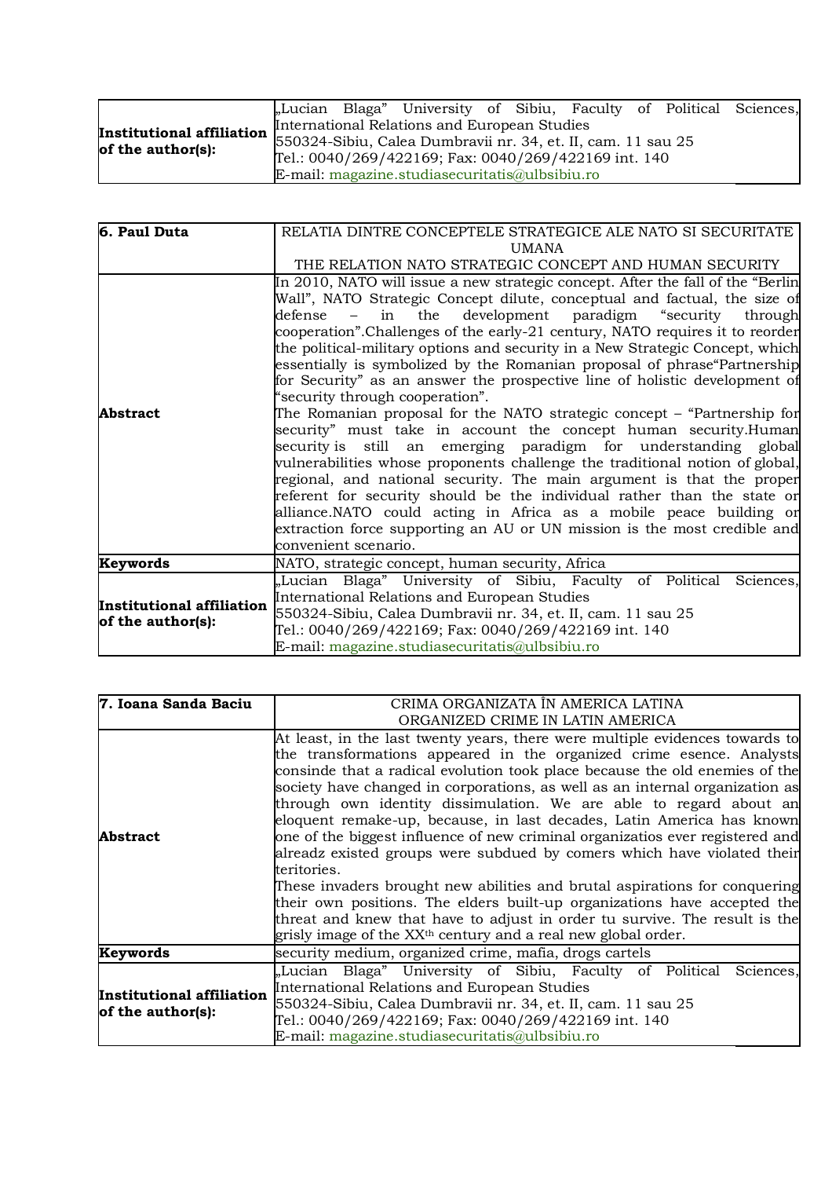| Institutional affiliation of the author(s): | „Lucian Blaga" University of Sibiu, Faculty of Political Sciences, International Relations and European Studies<br>550324-Sibiu, Calea Dumbravii nr. 34, et. II, cam. 11 sau 25<br>Tel.: 0040/269/422169; Fax: 0040/269/422169 int. 140<br>E-mail: magazine.studiasecuritatis@ulbsibiu.ro |
|---|---|

| **6. Paul Duta** | RELATIA DINTRE CONCEPTELE STRATEGICE ALE NATO SI SECURITATE UMANA<br>THE RELATION NATO STRATEGIC CONCEPT AND HUMAN SECURITY |
|---|---|
| **Abstract** | In 2010, NATO will issue a new strategic concept. After the fall of the "Berlin Wall", NATO Strategic Concept dilute, conceptual and factual, the size of defense – in the development paradigm "security through cooperation".Challenges of the early-21 century, NATO requires it to reorder the political-military options and security in a New Strategic Concept, which essentially is symbolized by the Romanian proposal of phrase"Partnership for Security" as an answer the prospective line of holistic development of "security through cooperation".<br>The Romanian proposal for the NATO strategic concept – "Partnership for security" must take in account the concept human security.Human security is still an emerging paradigm for understanding global vulnerabilities whose proponents challenge the traditional notion of global, regional, and national security. The main argument is that the proper referent for security should be the individual rather than the state or alliance.NATO could acting in Africa as a mobile peace building or extraction force supporting an AU or UN mission is the most credible and convenient scenario. |
| **Keywords** | NATO, strategic concept, human security, Africa |
| **Institutional affiliation of the author(s):** | „Lucian Blaga" University of Sibiu, Faculty of Political Sciences, International Relations and European Studies<br>550324-Sibiu, Calea Dumbravii nr. 34, et. II, cam. 11 sau 25<br>Tel.: 0040/269/422169; Fax: 0040/269/422169 int. 140<br>E-mail: magazine.studiasecuritatis@ulbsibiu.ro |

| **7. Ioana Sanda Baciu** | CRIMA ORGANIZATA ÎN AMERICA LATINA<br>ORGANIZED CRIME IN LATIN AMERICA |
|---|---|
| **Abstract** | At least, in the last twenty years, there were multiple evidences towards to the transformations appeared in the organized crime esence. Analysts consinde that a radical evolution took place because the old enemies of the society have changed in corporations, as well as an internal organization as through own identity dissimulation. We are able to regard about an eloquent remake-up, because, in last decades, Latin America has known one of the biggest influence of new criminal organizatios ever registered and alreadz existed groups were subdued by comers which have violated their teritories.<br>These invaders brought new abilities and brutal aspirations for conquering their own positions. The elders built-up organizations have accepted the threat and knew that have to adjust in order tu survive. The result is the grisly image of the XX[th] century and a real new global order. |
| **Keywords** | security medium, organized crime, mafia, drugs cartels |
| **Institutional affiliation of the author(s):** | „Lucian Blaga" University of Sibiu, Faculty of Political Sciences, International Relations and European Studies<br>550324-Sibiu, Calea Dumbravii nr. 34, et. II, cam. 11 sau 25<br>Tel.: 0040/269/422169; Fax: 0040/269/422169 int. 140<br>E-mail: magazine.studiasecuritatis@ulbsibiu.ro |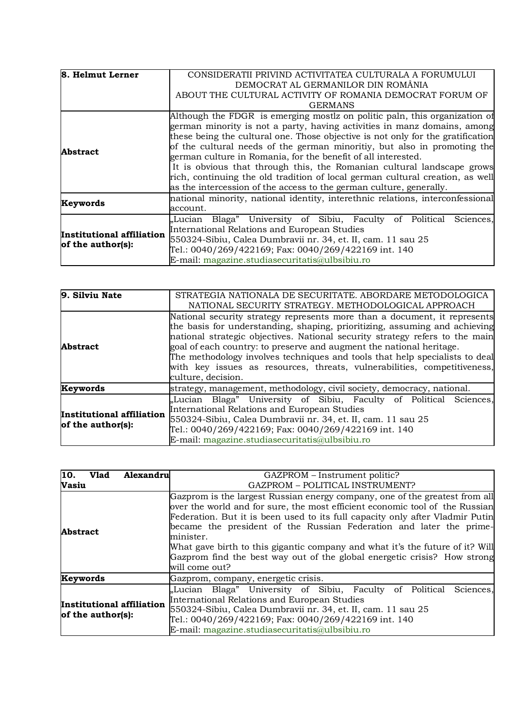| **8. Helmut Lerner** | CONSIDERATII PRIVIND ACTIVITATEA CULTURALA A FORUMULUI DEMOCRAT AL GERMANILOR DIN ROMÂNIA<br>ABOUT THE CULTURAL ACTIVITY OF ROMANIA DEMOCRAT FORUM OF GERMANS |
|---|---|
| **Abstract** | Although the FDGR is emerging mostlz on politic paln, this organization of german minority is not a party, having activities in manz domains, among these being the cultural one. Those objective is not only for the gratification of the cultural needs of the german minoritiy, but also in promoting the german culture in Romania, for the benefit of all interested.<br>It is obvious that through this, the Romanian cultural landscape grows rich, continuing the old tradition of local german cultural creation, as well as the intercession of the access to the german culture, generally. |
| **Keywords** | national minority, national identity, interethnic relations, interconfessional account. |
| **Institutional affiliation of the author(s):** | „Lucian Blaga" University of Sibiu, Faculty of Political Sciences, International Relations and European Studies<br>550324-Sibiu, Calea Dumbravii nr. 34, et. II, cam. 11 sau 25<br>Tel.: 0040/269/422169; Fax: 0040/269/422169 int. 140<br>E-mail: magazine.studiasecuritatis@ulbsibiu.ro |

| **9. Silviu Nate** | STRATEGIA NATIONALA DE SECURITATE. ABORDARE METODOLOGICA<br>NATIONAL SECURITY STRATEGY. METHODOLOGICAL APPROACH |
|---|---|
| **Abstract** | National security strategy represents more than a document, it represents the basis for understanding, shaping, prioritizing, assuming and achieving national strategic objectives. National security strategy refers to the main goal of each country: to preserve and augment the national heritage.<br>The methodology involves techniques and tools that help specialists to deal with key issues as resources, threats, vulnerabilities, competitiveness, culture, decision. |
| **Keywords** | strategy, management, methodology, civil society, democracy, national. |
| **Institutional affiliation of the author(s):** | „Lucian Blaga" University of Sibiu, Faculty of Political Sciences, International Relations and European Studies<br>550324-Sibiu, Calea Dumbravii nr. 34, et. II, cam. 11 sau 25<br>Tel.: 0040/269/422169; Fax: 0040/269/422169 int. 140<br>E-mail: magazine.studiasecuritatis@ulbsibiu.ro |

| **10. Vlad Alexandru Vasiu** | GAZPROM – Instrument politic?<br>GAZPROM – POLITICAL INSTRUMENT? |
|---|---|
| **Abstract** | Gazprom is the largest Russian energy company, one of the greatest from all over the world and for sure, the most efficient economic tool of the Russian Federation. But it is been used to its full capacity only after Vladmir Putin became the president of the Russian Federation and later the prime-minister.<br>What gave birth to this gigantic company and what it's the future of it? Will Gazprom find the best way out of the global energetic crisis? How strong will come out? |
| **Keywords** | Gazprom, company, energetic crisis. |
| **Institutional affiliation of the author(s):** | „Lucian Blaga" University of Sibiu, Faculty of Political Sciences, International Relations and European Studies<br>550324-Sibiu, Calea Dumbravii nr. 34, et. II, cam. 11 sau 25<br>Tel.: 0040/269/422169; Fax: 0040/269/422169 int. 140<br>E-mail: magazine.studiasecuritatis@ulbsibiu.ro |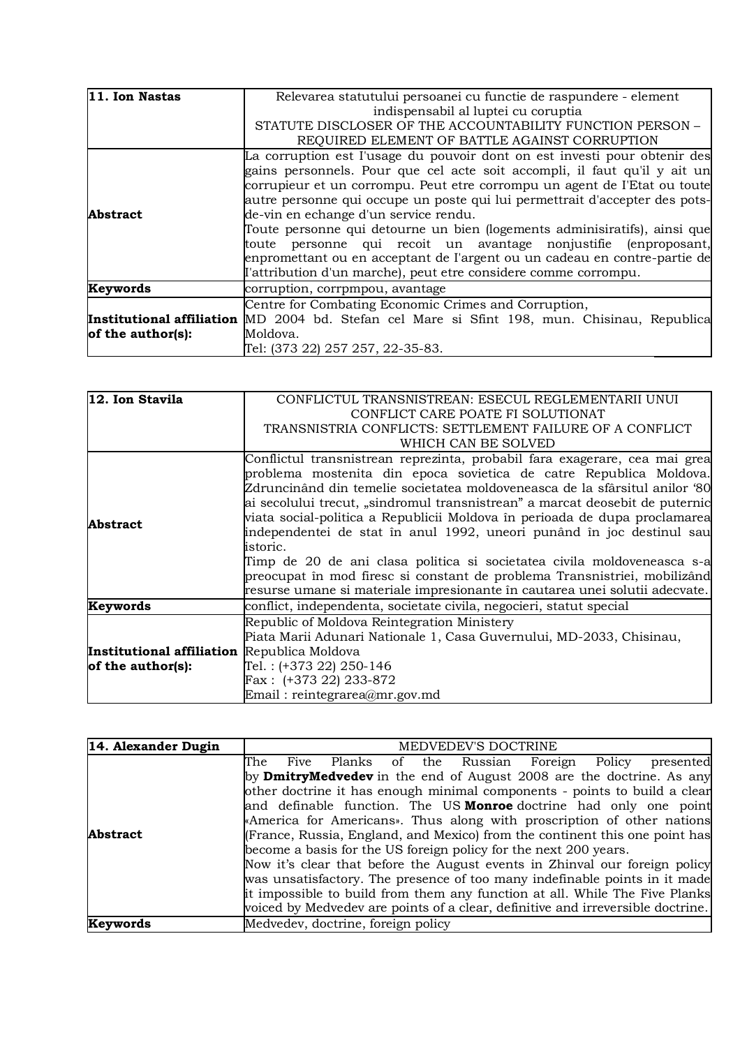| **11. Ion Nastas** | Relevarea statutului persoanei cu functie de raspundere - element indispensabil al luptei cu coruptia<br>STATUTE DISCLOSER OF THE ACCOUNTABILITY FUNCTION PERSON – REQUIRED ELEMENT OF BATTLE AGAINST CORRUPTION |
|---|---|
| **Abstract** | La corruption est I'usage du pouvoir dont on est investi pour obtenir des gains personnels. Pour que cel acte soit accompli, il faut qu'il y ait un corrupieur et un corrompu. Peut etre corrompu un agent de I'Etat ou toute autre personne qui occupe un poste qui lui permettrait d'accepter des pots-de-vin en echange d'un service rendu.<br>Toute personne qui detourne un bien (logements adminisiratifs), ainsi que toute personne qui recoit un avantage nonjustifie (enproposant, enpromettant ou en acceptant de I'argent ou un cadeau en contre-partie de I'attribution d'un marche), peut etre considere comme corrompu. |
| **Keywords** | corruption, corrpmpou, avantage |
| **Institutional affiliation of the author(s):** | Centre for Combating Economic Crimes and Corruption,<br>MD 2004 bd. Stefan cel Mare si Sfint 198, mun. Chisinau, Republica Moldova.<br>Tel: (373 22) 257 257, 22-35-83. |

| **12. Ion Stavila** | CONFLICTUL TRANSNISTREAN: ESECUL REGLEMENTARII UNUI CONFLICT CARE POATE FI SOLUTIONAT<br>TRANSNISTRIA CONFLICTS: SETTLEMENT FAILURE OF A CONFLICT WHICH CAN BE SOLVED |
|---|---|
| **Abstract** | Conflictul transnistrean reprezinta, probabil fara exagerare, cea mai grea problema mostenita din epoca sovietica de catre Republica Moldova. Zdruncinând din temelie societatea moldoveneasca de la sfârsitul anilor '80 ai secolului trecut, „sindromul transnistrean" a marcat deosebit de puternic viata social-politica a Republicii Moldova în perioada de dupa proclamarea independentei de stat în anul 1992, uneori punând în joc destinul sau istoric.<br>Timp de 20 de ani clasa politica si societatea civila moldoveneasca s-a preocupat în mod firesc si constant de problema Transnistriei, mobilizând resurse umane si materiale impresionante în cautarea unei solutii adecvate. |
| **Keywords** | conflict, independenta, societate civila, negocieri, statut special |
| **Institutional affiliation of the author(s):** | Republic of Moldova Reintegration Ministery<br>Piata Marii Adunari Nationale 1, Casa Guvernului, MD-2033, Chisinau, Republica Moldova<br>Tel. : (+373 22) 250-146<br>Fax : (+373 22) 233-872<br>Email : reintegrarea@mr.gov.md |

| **14. Alexander Dugin** | MEDVEDEV'S DOCTRINE |
|---|---|
| **Abstract** | The Five Planks of the Russian Foreign Policy presented by **DmitryMedvedev** in the end of August 2008 are the doctrine. As any other doctrine it has enough minimal components - points to build a clear and definable function. The US **Monroe** doctrine had only one point «America for Americans». Thus along with proscription of other nations (France, Russia, England, and Mexico) from the continent this one point has become a basis for the US foreign policy for the next 200 years.<br>Now it's clear that before the August events in Zhinval our foreign policy was unsatisfactory. The presence of too many indefinable points in it made it impossible to build from them any function at all. While The Five Planks voiced by Medvedev are points of a clear, definitive and irreversible doctrine. |
| **Keywords** | Medvedev, doctrine, foreign policy |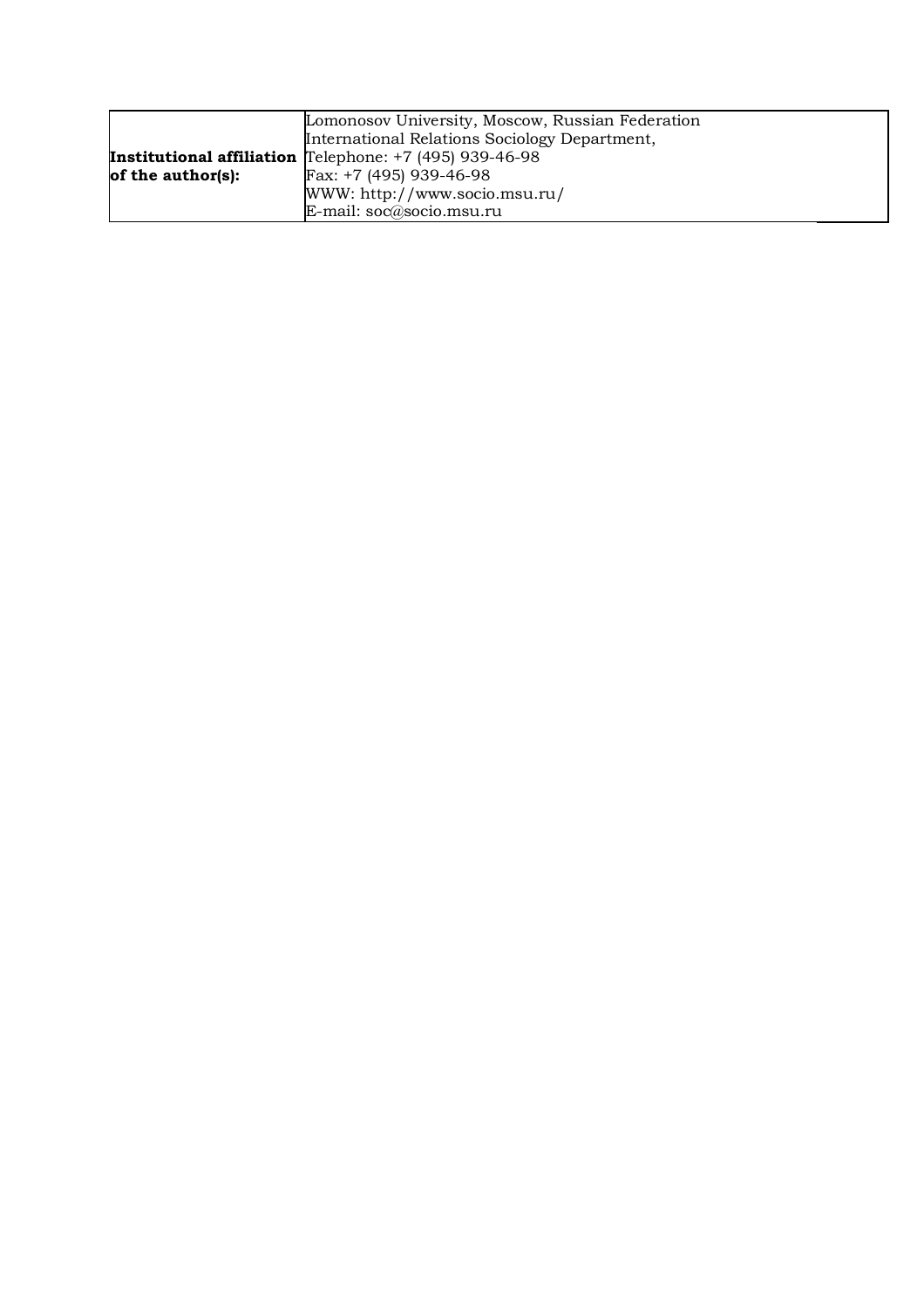| | |
|---|---|
| **Institutional affiliation of the author(s):** | Lomonosov University, Moscow, Russian Federation<br>International Relations Sociology Department,<br>Telephone: +7 (495) 939-46-98<br>Fax: +7 (495) 939-46-98<br>WWW: http://www.socio.msu.ru/<br>E-mail: soc@socio.msu.ru |